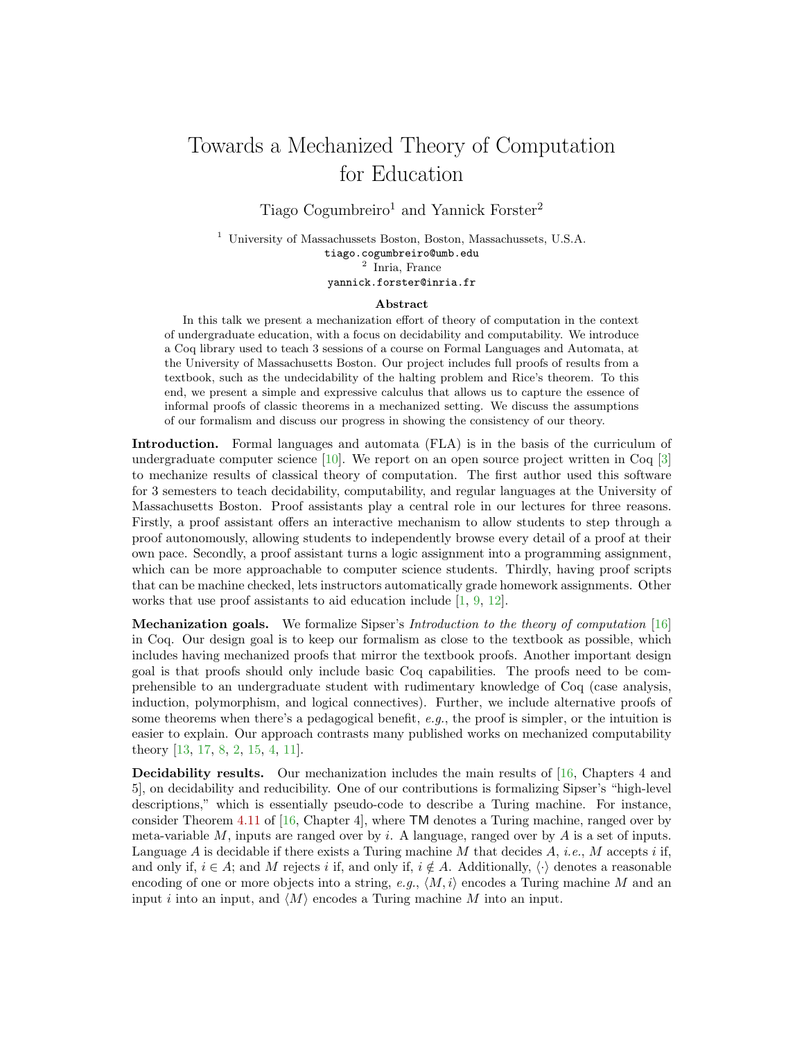# Towards a Mechanized Theory of Computation for Education

Tiago Cogumbreiro[1] and Yannick Forster[2]

[1] University of Massachussets Boston, Boston, Massachussets, U.S.A.
tiago.cogumbreiro@umb.edu
[2] Inria, France
yannick.forster@inria.fr

**Abstract**

In this talk we present a mechanization effort of theory of computation in the context of undergraduate education, with a focus on decidability and computability. We introduce a Coq library used to teach 3 sessions of a course on Formal Languages and Automata, at the University of Massachusetts Boston. Our project includes full proofs of results from a textbook, such as the undecidability of the halting problem and Rice's theorem. To this end, we present a simple and expressive calculus that allows us to capture the essence of informal proofs of classic theorems in a mechanized setting. We discuss the assumptions of our formalism and discuss our progress in showing the consistency of our theory.

**Introduction.** Formal languages and automata (FLA) is in the basis of the curriculum of undergraduate computer science [10]. We report on an open source project written in Coq [3] to mechanize results of classical theory of computation. The first author used this software for 3 semesters to teach decidability, computability, and regular languages at the University of Massachusetts Boston. Proof assistants play a central role in our lectures for three reasons. Firstly, a proof assistant offers an interactive mechanism to allow students to step through a proof autonomously, allowing students to independently browse every detail of a proof at their own pace. Secondly, a proof assistant turns a logic assignment into a programming assignment, which can be more approachable to computer science students. Thirdly, having proof scripts that can be machine checked, lets instructors automatically grade homework assignments. Other works that use proof assistants to aid education include [1, 9, 12].

**Mechanization goals.** We formalize Sipser's *Introduction to the theory of computation* [16] in Coq. Our design goal is to keep our formalism as close to the textbook as possible, which includes having mechanized proofs that mirror the textbook proofs. Another important design goal is that proofs should only include basic Coq capabilities. The proofs need to be comprehensible to an undergraduate student with rudimentary knowledge of Coq (case analysis, induction, polymorphism, and logical connectives). Further, we include alternative proofs of some theorems when there's a pedagogical benefit, *e.g.*, the proof is simpler, or the intuition is easier to explain. Our approach contrasts many published works on mechanized computability theory [13, 17, 8, 2, 15, 4, 11].

**Decidability results.** Our mechanization includes the main results of [16, Chapters 4 and 5], on decidability and reducibility. One of our contributions is formalizing Sipser's "high-level descriptions," which is essentially pseudo-code to describe a Turing machine. For instance, consider Theorem 4.11 of [16, Chapter 4], where $\mathsf{TM}$ denotes a Turing machine, ranged over by meta-variable $M$, inputs are ranged over by $i$. A language, ranged over by $A$ is a set of inputs. Language $A$ is decidable if there exists a Turing machine $M$ that decides $A$, *i.e.*, $M$ accepts $i$ if, and only if, $i \in A$; and $M$ rejects $i$ if, and only if, $i \notin A$. Additionally, $\langle\cdot\rangle$ denotes a reasonable encoding of one or more objects into a string, *e.g.*, $\langle M, i\rangle$ encodes a Turing machine $M$ and an input $i$ into an input, and $\langle M\rangle$ encodes a Turing machine $M$ into an input.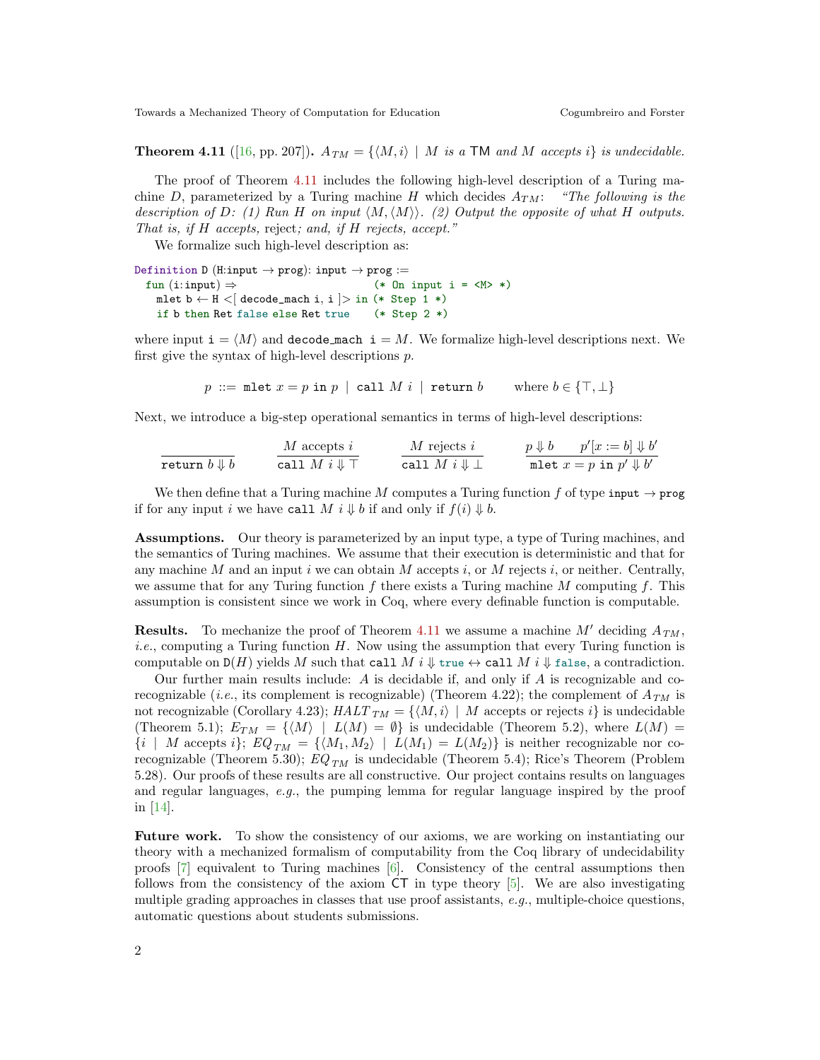**Theorem 4.11** ([16, pp. 207]). *$A_{TM} = \{\langle M, i\rangle \mid M$ is a TM and $M$ accepts $i\}$ is undecidable.*

The proof of Theorem 4.11 includes the following high-level description of a Turing machine $D$, parameterized by a Turing machine $H$ which decides $A_{TM}$: *"The following is the description of $D$: (1) Run $H$ on input $\langle M, \langle M\rangle\rangle$. (2) Output the opposite of what $H$ outputs. That is, if $H$ accepts,* reject*; and, if $H$ rejects, accept."*

We formalize such high-level description as:

```
Definition D (H:input → prog): input → prog :=
  fun (i:input) ⇒                        (* On input i = <M> *)
    mlet b ← H <[ decode_mach i, i ]> in (* Step 1 *)
    if b then Ret false else Ret true    (* Step 2 *)
```

where input `i` $= \langle M\rangle$ and `decode_mach i` $= M$. We formalize high-level descriptions next. We first give the syntax of high-level descriptions $p$.

$$p ::= \texttt{mlet}\ x = p\ \texttt{in}\ p \mid \texttt{call}\ M\ i \mid \texttt{return}\ b \qquad \text{where } b \in \{\top, \bot\}$$

Next, we introduce a big-step operational semantics in terms of high-level descriptions:

$$\frac{}{\texttt{return}\ b \Downarrow b} \qquad \frac{M \text{ accepts } i}{\texttt{call}\ M\ i \Downarrow \top} \qquad \frac{M \text{ rejects } i}{\texttt{call}\ M\ i \Downarrow \bot} \qquad \frac{p \Downarrow b \qquad p'[x := b] \Downarrow b'}{\texttt{mlet}\ x = p\ \texttt{in}\ p' \Downarrow b'}$$

We then define that a Turing machine $M$ computes a Turing function $f$ of type `input` $\to$ `prog` if for any input $i$ we have `call` $M\ i \Downarrow b$ if and only if $f(i) \Downarrow b$.

**Assumptions.** Our theory is parameterized by an input type, a type of Turing machines, and the semantics of Turing machines. We assume that their execution is deterministic and that for any machine $M$ and an input $i$ we can obtain $M$ accepts $i$, or $M$ rejects $i$, or neither. Centrally, we assume that for any Turing function $f$ there exists a Turing machine $M$ computing $f$. This assumption is consistent since we work in Coq, where every definable function is computable.

**Results.** To mechanize the proof of Theorem 4.11 we assume a machine $M'$ deciding $A_{TM}$, *i.e.*, computing a Turing function $H$. Now using the assumption that every Turing function is computable on D($H$) yields $M$ such that `call` $M\ i \Downarrow$ `true` $\leftrightarrow$ `call` $M\ i \Downarrow$ `false`, a contradiction.

Our further main results include: $A$ is decidable if, and only if $A$ is recognizable and co-recognizable (*i.e.*, its complement is recognizable) (Theorem 4.22); the complement of $A_{TM}$ is not recognizable (Corollary 4.23); $HALT_{TM} = \{\langle M, i\rangle \mid M$ accepts or rejects $i\}$ is undecidable (Theorem 5.1); $E_{TM} = \{\langle M\rangle \mid L(M) = \emptyset\}$ is undecidable (Theorem 5.2), where $L(M) = \{i \mid M$ accepts $i\}$; $EQ_{TM} = \{\langle M_1, M_2\rangle \mid L(M_1) = L(M_2)\}$ is neither recognizable nor co-recognizable (Theorem 5.30); $EQ_{TM}$ is undecidable (Theorem 5.4); Rice's Theorem (Problem 5.28). Our proofs of these results are all constructive. Our project contains results on languages and regular languages, *e.g.*, the pumping lemma for regular language inspired by the proof in [14].

**Future work.** To show the consistency of our axioms, we are working on instantiating our theory with a mechanized formalism of computability from the Coq library of undecidability proofs [7] equivalent to Turing machines [6]. Consistency of the central assumptions then follows from the consistency of the axiom CT in type theory [5]. We are also investigating multiple grading approaches in classes that use proof assistants, *e.g.*, multiple-choice questions, automatic questions about students submissions.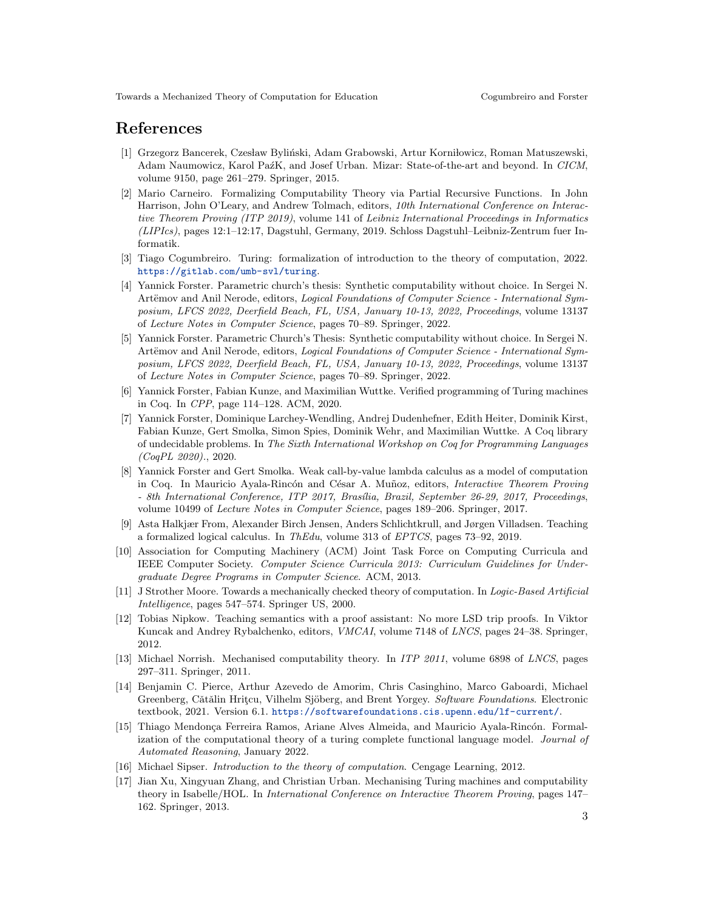## References

[1] Grzegorz Bancerek, Czesław Byliński, Adam Grabowski, Artur Korniłowicz, Roman Matuszewski, Adam Naumowicz, Karol PaźK, and Josef Urban. Mizar: State-of-the-art and beyond. In *CICM*, volume 9150, page 261–279. Springer, 2015.

[2] Mario Carneiro. Formalizing Computability Theory via Partial Recursive Functions. In John Harrison, John O'Leary, and Andrew Tolmach, editors, *10th International Conference on Interactive Theorem Proving (ITP 2019)*, volume 141 of *Leibniz International Proceedings in Informatics (LIPIcs)*, pages 12:1–12:17, Dagstuhl, Germany, 2019. Schloss Dagstuhl–Leibniz-Zentrum fuer Informatik.

[3] Tiago Cogumbreiro. Turing: formalization of introduction to the theory of computation, 2022. https://gitlab.com/umb-svl/turing.

[4] Yannick Forster. Parametric church's thesis: Synthetic computability without choice. In Sergei N. Artëmov and Anil Nerode, editors, *Logical Foundations of Computer Science - International Symposium, LFCS 2022, Deerfield Beach, FL, USA, January 10-13, 2022, Proceedings*, volume 13137 of *Lecture Notes in Computer Science*, pages 70–89. Springer, 2022.

[5] Yannick Forster. Parametric Church's Thesis: Synthetic computability without choice. In Sergei N. Artëmov and Anil Nerode, editors, *Logical Foundations of Computer Science - International Symposium, LFCS 2022, Deerfield Beach, FL, USA, January 10-13, 2022, Proceedings*, volume 13137 of *Lecture Notes in Computer Science*, pages 70–89. Springer, 2022.

[6] Yannick Forster, Fabian Kunze, and Maximilian Wuttke. Verified programming of Turing machines in Coq. In *CPP*, page 114–128. ACM, 2020.

[7] Yannick Forster, Dominique Larchey-Wendling, Andrej Dudenhefner, Edith Heiter, Dominik Kirst, Fabian Kunze, Gert Smolka, Simon Spies, Dominik Wehr, and Maximilian Wuttke. A Coq library of undecidable problems. In *The Sixth International Workshop on Coq for Programming Languages (CoqPL 2020).*, 2020.

[8] Yannick Forster and Gert Smolka. Weak call-by-value lambda calculus as a model of computation in Coq. In Mauricio Ayala-Rincón and César A. Muñoz, editors, *Interactive Theorem Proving - 8th International Conference, ITP 2017, Brasília, Brazil, September 26-29, 2017, Proceedings*, volume 10499 of *Lecture Notes in Computer Science*, pages 189–206. Springer, 2017.

[9] Asta Halkjær From, Alexander Birch Jensen, Anders Schlichtkrull, and Jørgen Villadsen. Teaching a formalized logical calculus. In *ThEdu*, volume 313 of *EPTCS*, pages 73–92, 2019.

[10] Association for Computing Machinery (ACM) Joint Task Force on Computing Curricula and IEEE Computer Society. *Computer Science Curricula 2013: Curriculum Guidelines for Undergraduate Degree Programs in Computer Science*. ACM, 2013.

[11] J Strother Moore. Towards a mechanically checked theory of computation. In *Logic-Based Artificial Intelligence*, pages 547–574. Springer US, 2000.

[12] Tobias Nipkow. Teaching semantics with a proof assistant: No more LSD trip proofs. In Viktor Kuncak and Andrey Rybalchenko, editors, *VMCAI*, volume 7148 of *LNCS*, pages 24–38. Springer, 2012.

[13] Michael Norrish. Mechanised computability theory. In *ITP 2011*, volume 6898 of *LNCS*, pages 297–311. Springer, 2011.

[14] Benjamin C. Pierce, Arthur Azevedo de Amorim, Chris Casinghino, Marco Gaboardi, Michael Greenberg, Cătălin Hriţcu, Vilhelm Sjöberg, and Brent Yorgey. *Software Foundations*. Electronic textbook, 2021. Version 6.1. https://softwarefoundations.cis.upenn.edu/lf-current/.

[15] Thiago Mendonça Ferreira Ramos, Ariane Alves Almeida, and Mauricio Ayala-Rincón. Formalization of the computational theory of a turing complete functional language model. *Journal of Automated Reasoning*, January 2022.

[16] Michael Sipser. *Introduction to the theory of computation*. Cengage Learning, 2012.

[17] Jian Xu, Xingyuan Zhang, and Christian Urban. Mechanising Turing machines and computability theory in Isabelle/HOL. In *International Conference on Interactive Theorem Proving*, pages 147–162. Springer, 2013.